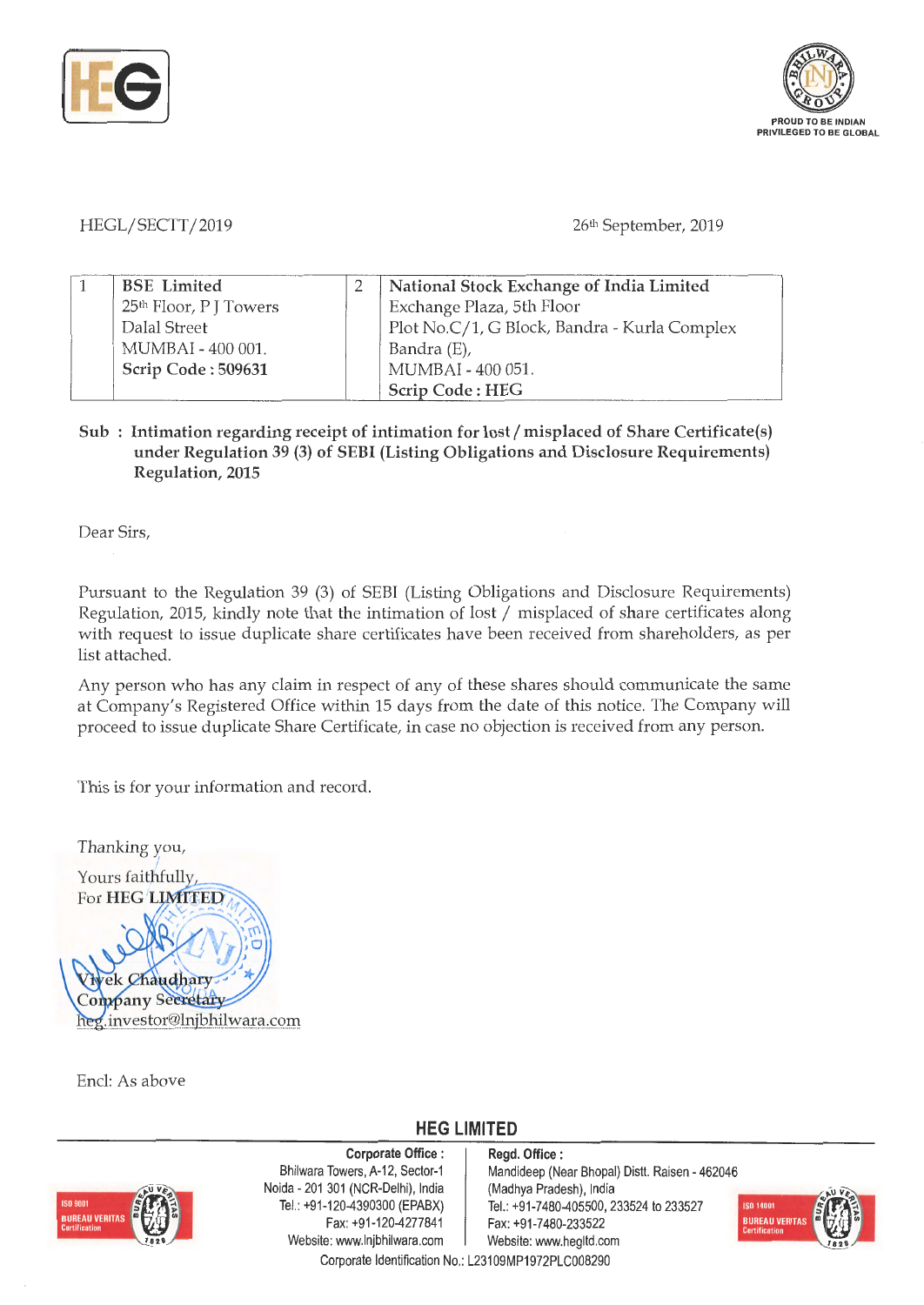HEGL/SECTT/2019

26th September, 2019

| 1 | **BSE Limited** 25th Floor, P J Towers Dalal Street MUMBAI - 400 001. **Scrip Code : 509631** | 2 | **National Stock Exchange of India Limited** Exchange Plaza, 5th Floor Plot No.C/1, G Block, Bandra - Kurla Complex Bandra (E), MUMBAI - 400 051. **Scrip Code : HEG** |
|---|---|---|---|

**Sub : Intimation regarding receipt of intimation for lost / misplaced of Share Certificate(s) under Regulation 39 (3) of SEBI (Listing Obligations and Disclosure Requirements) Regulation, 2015**

Dear Sirs,

Pursuant to the Regulation 39 (3) of SEBI (Listing Obligations and Disclosure Requirements) Regulation, 2015, kindly note that the intimation of lost / misplaced of share certificates along with request to issue duplicate share certificates have been received from shareholders, as per list attached.

Any person who has any claim in respect of any of these shares should communicate the same at Company's Registered Office within 15 days from the date of this notice. The Company will proceed to issue duplicate Share Certificate, in case no objection is received from any person.

This is for your information and record.

Thanking you,

Yours faithfully,

For **HEG LIMITED**

Vivek Chaudhary

Company Secretary

heg.investor@lnjbhilwara.com

Encl: As above

**HEG LIMITED**

**Corporate Office :** Bhilwara Towers, A-12, Sector-1 Noida - 201 301 (NCR-Delhi), India Tel.: +91-120-4390300 (EPABX) Fax: +91-120-4277841 Website: www.lnjbhilwara.com

**Regd. Office :** Mandideep (Near Bhopal) Distt. Raisen - 462046 (Madhya Pradesh), India Tel.: +91-7480-405500, 233524 to 233527 Fax: +91-7480-233522 Website: www.hegltd.com

Corporate Identification No.: L23109MP1972PLC008290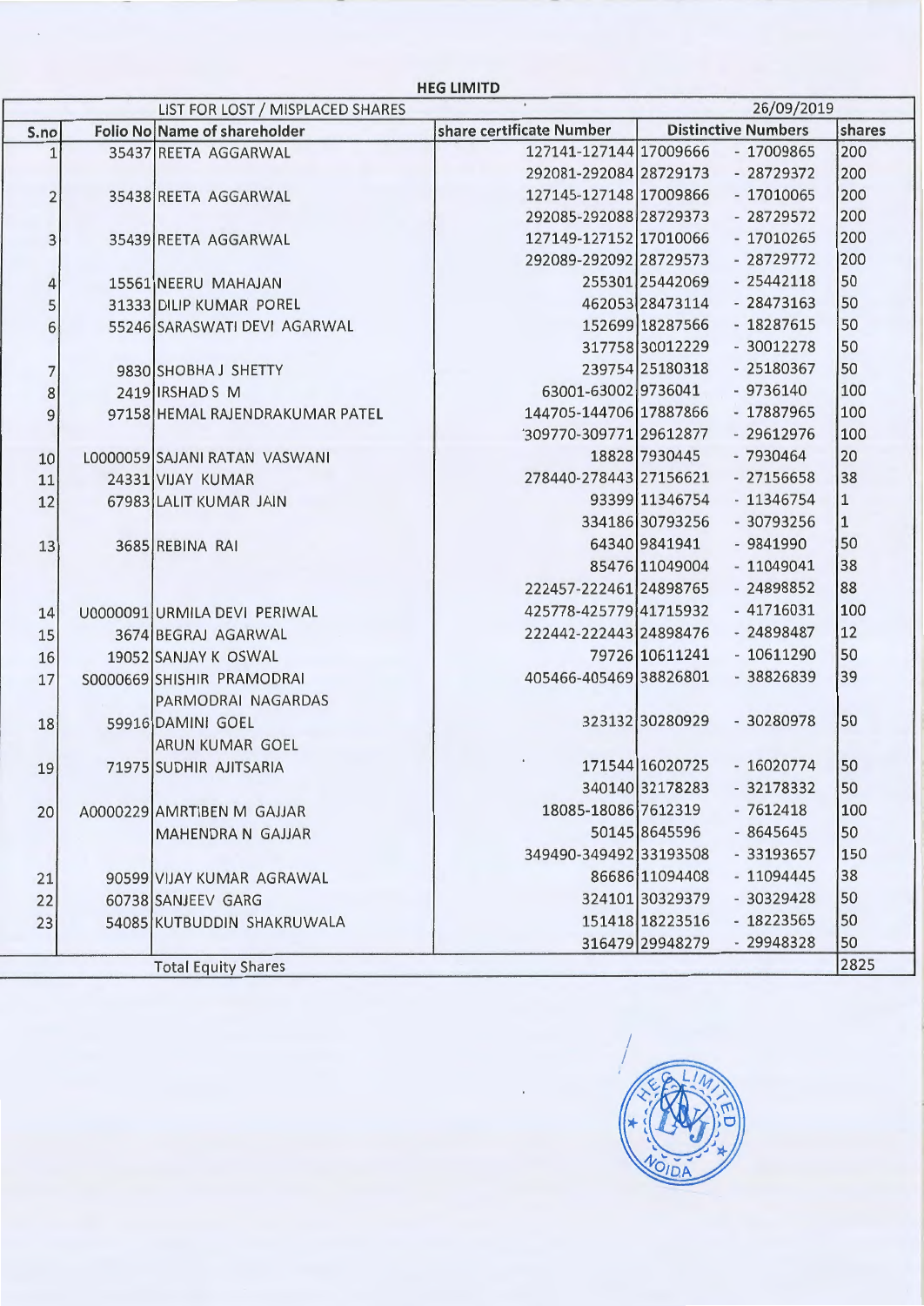# HEG LIMITD

| LIST FOR LOST / MISPLACED SHARES | | | | | | 26/09/2019 |
|---|---|---|---|---|---|---|
| S.no | Folio No | Name of shareholder | share certificate Number | Distinctive Numbers | | shares |
| 1 | 35437 | REETA AGGARWAL | 127141-127144 | 17009666 | - 17009865 | 200 |
| | | | 292081-292084 | 28729173 | - 28729372 | 200 |
| 2 | 35438 | REETA AGGARWAL | 127145-127148 | 17009866 | - 17010065 | 200 |
| | | | 292085-292088 | 28729373 | - 28729572 | 200 |
| 3 | 35439 | REETA AGGARWAL | 127149-127152 | 17010066 | - 17010265 | 200 |
| | | | 292089-292092 | 28729573 | - 28729772 | 200 |
| 4 | 15561 | NEERU MAHAJAN | 255301 | 25442069 | - 25442118 | 50 |
| 5 | 31333 | DILIP KUMAR POREL | 462053 | 28473114 | - 28473163 | 50 |
| 6 | 55246 | SARASWATI DEVI AGARWAL | 152699 | 18287566 | - 18287615 | 50 |
| | | | 317758 | 30012229 | - 30012278 | 50 |
| 7 | 9830 | SHOBHA J SHETTY | 239754 | 25180318 | - 25180367 | 50 |
| 8 | 2419 | IRSHAD S M | 63001-63002 | 9736041 | - 9736140 | 100 |
| 9 | 97158 | HEMAL RAJENDRAKUMAR PATEL | 144705-144706 | 17887866 | - 17887965 | 100 |
| | | | 309770-309771 | 29612877 | - 29612976 | 100 |
| 10 | L0000059 | SAJANI RATAN VASWANI | 18828 | 7930445 | - 7930464 | 20 |
| 11 | 24331 | VIJAY KUMAR | 278440-278443 | 27156621 | - 27156658 | 38 |
| 12 | 67983 | LALIT KUMAR JAIN | 93399 | 11346754 | - 11346754 | 1 |
| | | | 334186 | 30793256 | - 30793256 | 1 |
| 13 | 3685 | REBINA RAI | 64340 | 9841941 | - 9841990 | 50 |
| | | | 85476 | 11049004 | - 11049041 | 38 |
| | | | 222457-222461 | 24898765 | - 24898852 | 88 |
| 14 | U0000091 | URMILA DEVI PERIWAL | 425778-425779 | 41715932 | - 41716031 | 100 |
| 15 | 3674 | BEGRAJ AGARWAL | 222442-222443 | 24898476 | - 24898487 | 12 |
| 16 | 19052 | SANJAY K OSWAL | 79726 | 10611241 | - 10611290 | 50 |
| 17 | S0000669 | SHISHIR PRAMODRAI PARMODRAI NAGARDAS | 405466-405469 | 38826801 | - 38826839 | 39 |
| 18 | 59916 | DAMINI GOEL ARUN KUMAR GOEL | 323132 | 30280929 | - 30280978 | 50 |
| 19 | 71975 | SUDHIR AJITSARIA | 171544 | 16020725 | - 16020774 | 50 |
| | | | 340140 | 32178283 | - 32178332 | 50 |
| 20 | A0000229 | AMRTIBEN M GAJJAR MAHENDRA N GAJJAR | 18085-18086 | 7612319 | - 7612418 | 100 |
| | | | 50145 | 8645596 | - 8645645 | 50 |
| | | | 349490-349492 | 33193508 | - 33193657 | 150 |
| 21 | 90599 | VIJAY KUMAR AGRAWAL | 86686 | 11094408 | - 11094445 | 38 |
| 22 | 60738 | SANJEEV GARG | 324101 | 30329379 | - 30329428 | 50 |
| 23 | 54085 | KUTBUDDIN SHAKRUWALA | 151418 | 18223516 | - 18223565 | 50 |
| | | | 316479 | 29948279 | - 29948328 | 50 |
| | | Total Equity Shares | | | | 2825 |